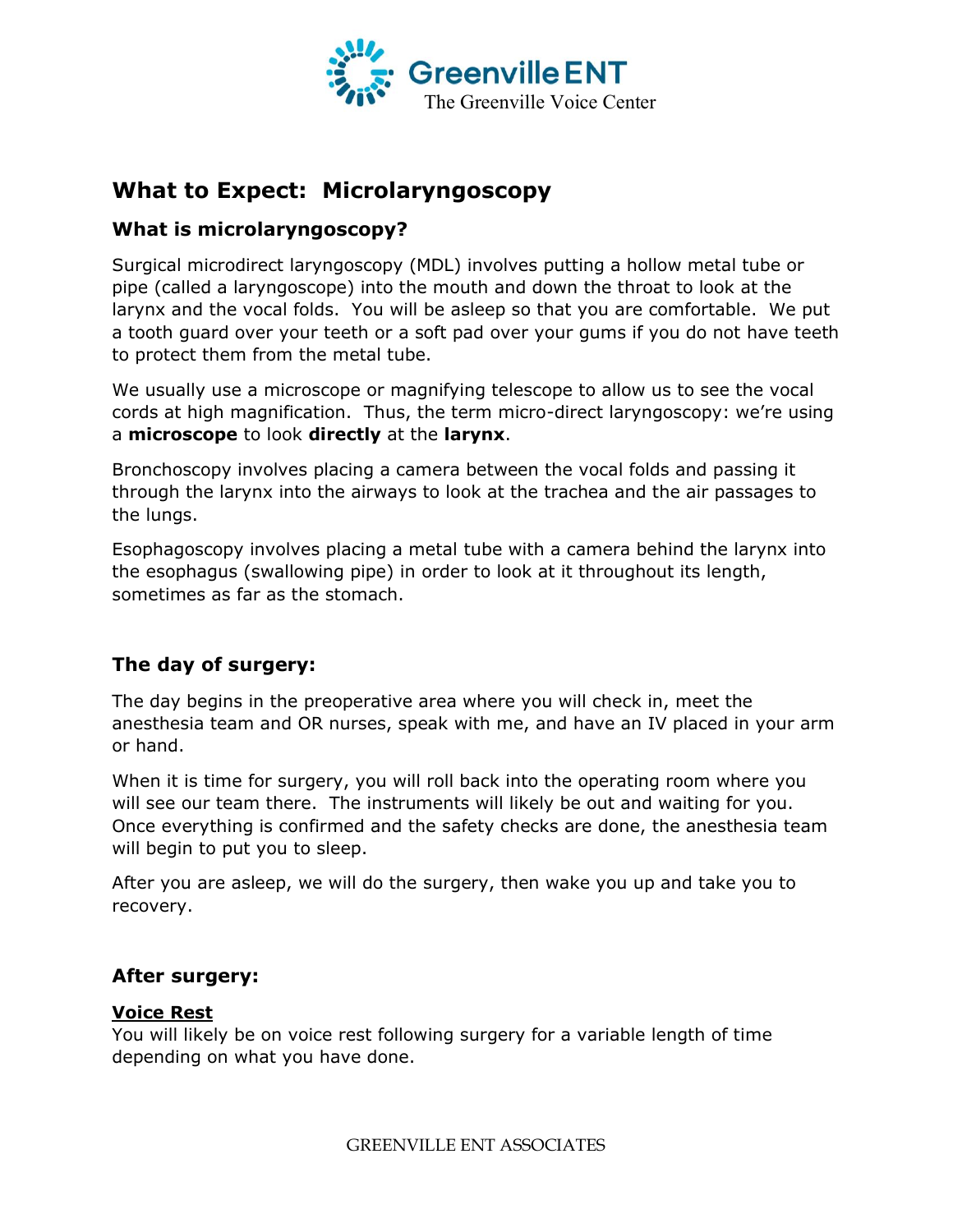Greenville ENT
The Greenville Voice Center

# What to Expect: Microlaryngoscopy

## What is microlaryngoscopy?

Surgical microdirect laryngoscopy (MDL) involves putting a hollow metal tube or pipe (called a laryngoscope) into the mouth and down the throat to look at the larynx and the vocal folds. You will be asleep so that you are comfortable. We put a tooth guard over your teeth or a soft pad over your gums if you do not have teeth to protect them from the metal tube.

We usually use a microscope or magnifying telescope to allow us to see the vocal cords at high magnification. Thus, the term micro-direct laryngoscopy: we're using a **microscope** to look **directly** at the **larynx**.

Bronchoscopy involves placing a camera between the vocal folds and passing it through the larynx into the airways to look at the trachea and the air passages to the lungs.

Esophagoscopy involves placing a metal tube with a camera behind the larynx into the esophagus (swallowing pipe) in order to look at it throughout its length, sometimes as far as the stomach.

## The day of surgery:

The day begins in the preoperative area where you will check in, meet the anesthesia team and OR nurses, speak with me, and have an IV placed in your arm or hand.

When it is time for surgery, you will roll back into the operating room where you will see our team there. The instruments will likely be out and waiting for you. Once everything is confirmed and the safety checks are done, the anesthesia team will begin to put you to sleep.

After you are asleep, we will do the surgery, then wake you up and take you to recovery.

## After surgery:

**Voice Rest**

You will likely be on voice rest following surgery for a variable length of time depending on what you have done.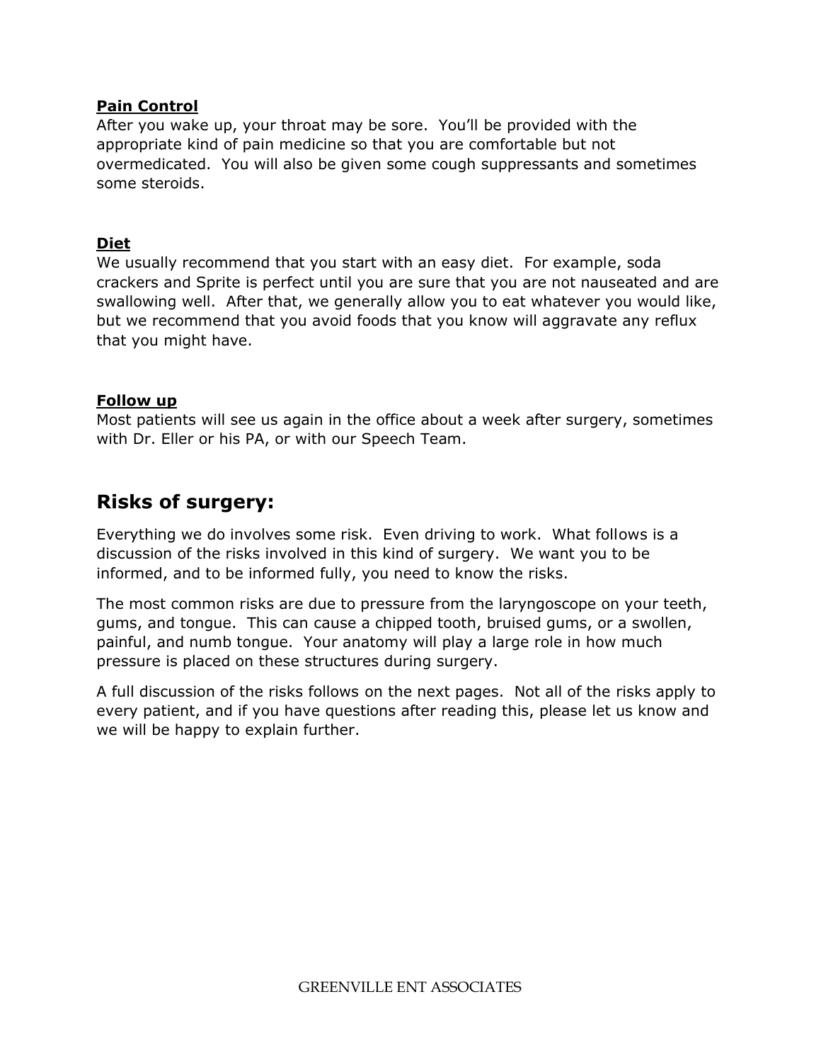**Pain Control**
After you wake up, your throat may be sore. You'll be provided with the appropriate kind of pain medicine so that you are comfortable but not overmedicated. You will also be given some cough suppressants and sometimes some steroids.

**Diet**
We usually recommend that you start with an easy diet. For example, soda crackers and Sprite is perfect until you are sure that you are not nauseated and are swallowing well. After that, we generally allow you to eat whatever you would like, but we recommend that you avoid foods that you know will aggravate any reflux that you might have.

**Follow up**
Most patients will see us again in the office about a week after surgery, sometimes with Dr. Eller or his PA, or with our Speech Team.

## Risks of surgery:

Everything we do involves some risk. Even driving to work. What follows is a discussion of the risks involved in this kind of surgery. We want you to be informed, and to be informed fully, you need to know the risks.

The most common risks are due to pressure from the laryngoscope on your teeth, gums, and tongue. This can cause a chipped tooth, bruised gums, or a swollen, painful, and numb tongue. Your anatomy will play a large role in how much pressure is placed on these structures during surgery.

A full discussion of the risks follows on the next pages. Not all of the risks apply to every patient, and if you have questions after reading this, please let us know and we will be happy to explain further.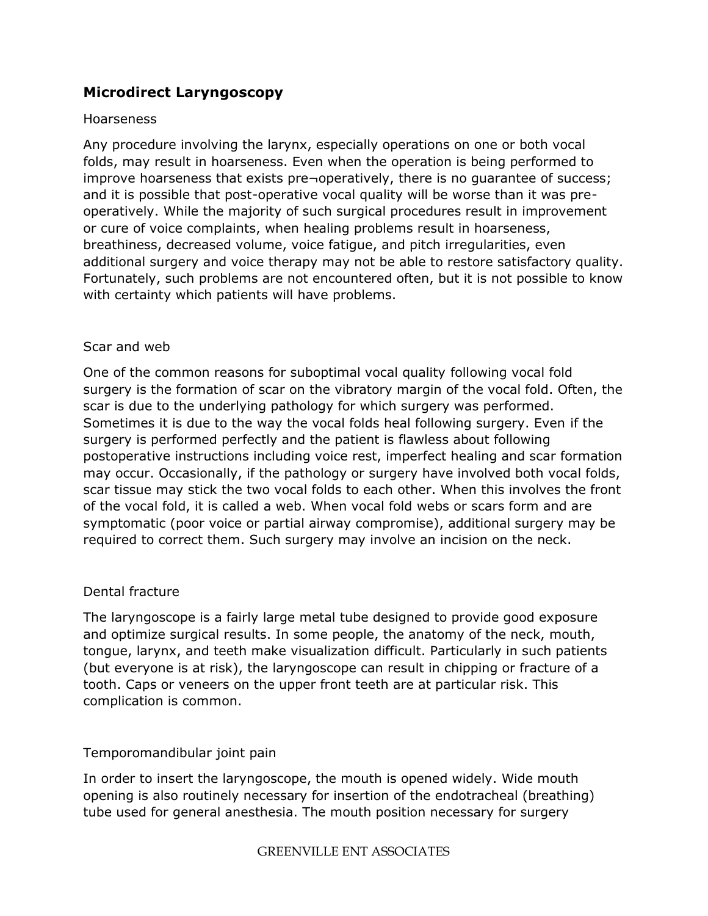## Microdirect Laryngoscopy

### Hoarseness

Any procedure involving the larynx, especially operations on one or both vocal folds, may result in hoarseness. Even when the operation is being performed to improve hoarseness that exists pre¬operatively, there is no guarantee of success; and it is possible that post-operative vocal quality will be worse than it was pre-operatively. While the majority of such surgical procedures result in improvement or cure of voice complaints, when healing problems result in hoarseness, breathiness, decreased volume, voice fatigue, and pitch irregularities, even additional surgery and voice therapy may not be able to restore satisfactory quality. Fortunately, such problems are not encountered often, but it is not possible to know with certainty which patients will have problems.

### Scar and web

One of the common reasons for suboptimal vocal quality following vocal fold surgery is the formation of scar on the vibratory margin of the vocal fold. Often, the scar is due to the underlying pathology for which surgery was performed. Sometimes it is due to the way the vocal folds heal following surgery. Even if the surgery is performed perfectly and the patient is flawless about following postoperative instructions including voice rest, imperfect healing and scar formation may occur. Occasionally, if the pathology or surgery have involved both vocal folds, scar tissue may stick the two vocal folds to each other. When this involves the front of the vocal fold, it is called a web. When vocal fold webs or scars form and are symptomatic (poor voice or partial airway compromise), additional surgery may be required to correct them. Such surgery may involve an incision on the neck.

### Dental fracture

The laryngoscope is a fairly large metal tube designed to provide good exposure and optimize surgical results. In some people, the anatomy of the neck, mouth, tongue, larynx, and teeth make visualization difficult. Particularly in such patients (but everyone is at risk), the laryngoscope can result in chipping or fracture of a tooth. Caps or veneers on the upper front teeth are at particular risk. This complication is common.

### Temporomandibular joint pain

In order to insert the laryngoscope, the mouth is opened widely. Wide mouth opening is also routinely necessary for insertion of the endotracheal (breathing) tube used for general anesthesia. The mouth position necessary for surgery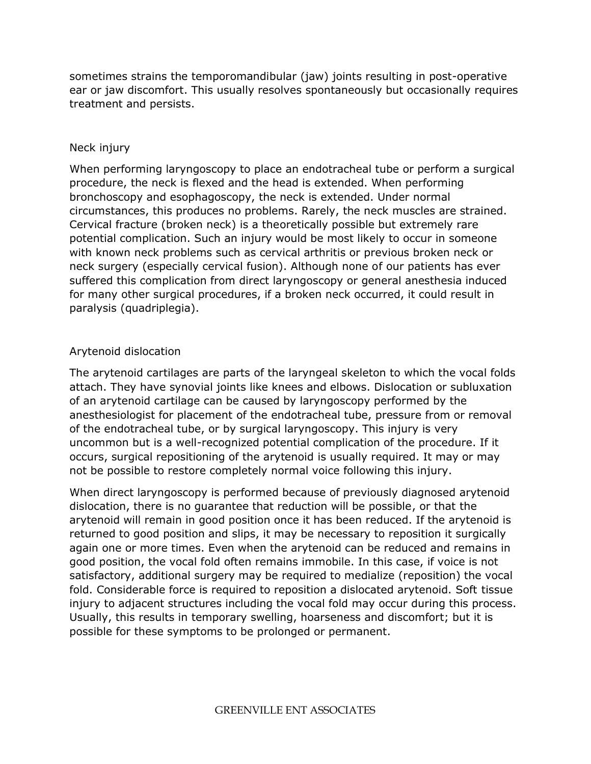sometimes strains the temporomandibular (jaw) joints resulting in post-operative ear or jaw discomfort. This usually resolves spontaneously but occasionally requires treatment and persists.

## Neck injury

When performing laryngoscopy to place an endotracheal tube or perform a surgical procedure, the neck is flexed and the head is extended. When performing bronchoscopy and esophagoscopy, the neck is extended. Under normal circumstances, this produces no problems. Rarely, the neck muscles are strained. Cervical fracture (broken neck) is a theoretically possible but extremely rare potential complication. Such an injury would be most likely to occur in someone with known neck problems such as cervical arthritis or previous broken neck or neck surgery (especially cervical fusion). Although none of our patients has ever suffered this complication from direct laryngoscopy or general anesthesia induced for many other surgical procedures, if a broken neck occurred, it could result in paralysis (quadriplegia).

## Arytenoid dislocation

The arytenoid cartilages are parts of the laryngeal skeleton to which the vocal folds attach. They have synovial joints like knees and elbows. Dislocation or subluxation of an arytenoid cartilage can be caused by laryngoscopy performed by the anesthesiologist for placement of the endotracheal tube, pressure from or removal of the endotracheal tube, or by surgical laryngoscopy. This injury is very uncommon but is a well-recognized potential complication of the procedure. If it occurs, surgical repositioning of the arytenoid is usually required. It may or may not be possible to restore completely normal voice following this injury.

When direct laryngoscopy is performed because of previously diagnosed arytenoid dislocation, there is no guarantee that reduction will be possible, or that the arytenoid will remain in good position once it has been reduced. If the arytenoid is returned to good position and slips, it may be necessary to reposition it surgically again one or more times. Even when the arytenoid can be reduced and remains in good position, the vocal fold often remains immobile. In this case, if voice is not satisfactory, additional surgery may be required to medialize (reposition) the vocal fold. Considerable force is required to reposition a dislocated arytenoid. Soft tissue injury to adjacent structures including the vocal fold may occur during this process. Usually, this results in temporary swelling, hoarseness and discomfort; but it is possible for these symptoms to be prolonged or permanent.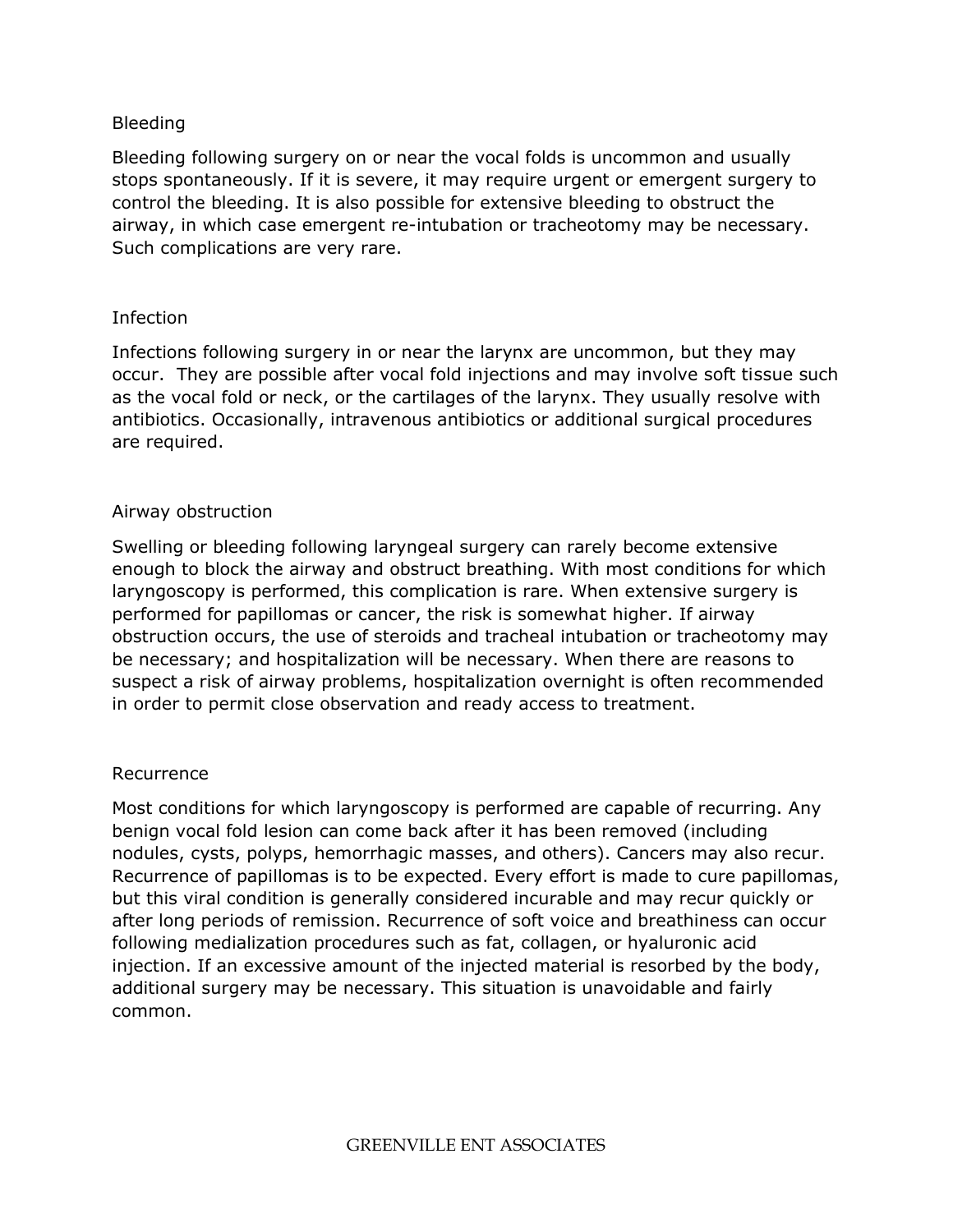## Bleeding

Bleeding following surgery on or near the vocal folds is uncommon and usually stops spontaneously. If it is severe, it may require urgent or emergent surgery to control the bleeding. It is also possible for extensive bleeding to obstruct the airway, in which case emergent re-intubation or tracheotomy may be necessary. Such complications are very rare.

## Infection

Infections following surgery in or near the larynx are uncommon, but they may occur. They are possible after vocal fold injections and may involve soft tissue such as the vocal fold or neck, or the cartilages of the larynx. They usually resolve with antibiotics. Occasionally, intravenous antibiotics or additional surgical procedures are required.

## Airway obstruction

Swelling or bleeding following laryngeal surgery can rarely become extensive enough to block the airway and obstruct breathing. With most conditions for which laryngoscopy is performed, this complication is rare. When extensive surgery is performed for papillomas or cancer, the risk is somewhat higher. If airway obstruction occurs, the use of steroids and tracheal intubation or tracheotomy may be necessary; and hospitalization will be necessary. When there are reasons to suspect a risk of airway problems, hospitalization overnight is often recommended in order to permit close observation and ready access to treatment.

## Recurrence

Most conditions for which laryngoscopy is performed are capable of recurring. Any benign vocal fold lesion can come back after it has been removed (including nodules, cysts, polyps, hemorrhagic masses, and others). Cancers may also recur. Recurrence of papillomas is to be expected. Every effort is made to cure papillomas, but this viral condition is generally considered incurable and may recur quickly or after long periods of remission. Recurrence of soft voice and breathiness can occur following medialization procedures such as fat, collagen, or hyaluronic acid injection. If an excessive amount of the injected material is resorbed by the body, additional surgery may be necessary. This situation is unavoidable and fairly common.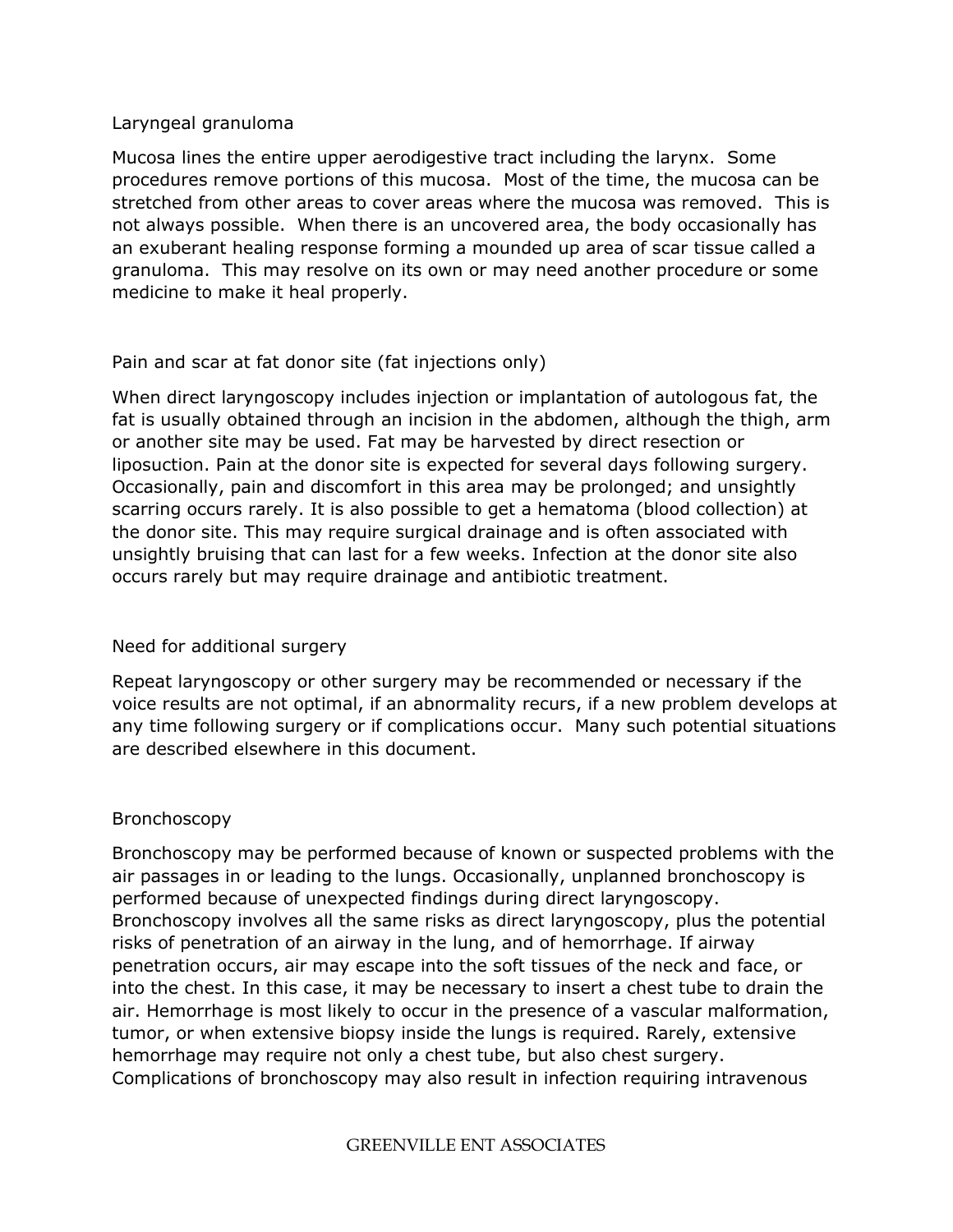## Laryngeal granuloma

Mucosa lines the entire upper aerodigestive tract including the larynx. Some procedures remove portions of this mucosa. Most of the time, the mucosa can be stretched from other areas to cover areas where the mucosa was removed. This is not always possible. When there is an uncovered area, the body occasionally has an exuberant healing response forming a mounded up area of scar tissue called a granuloma. This may resolve on its own or may need another procedure or some medicine to make it heal properly.

## Pain and scar at fat donor site (fat injections only)

When direct laryngoscopy includes injection or implantation of autologous fat, the fat is usually obtained through an incision in the abdomen, although the thigh, arm or another site may be used. Fat may be harvested by direct resection or liposuction. Pain at the donor site is expected for several days following surgery. Occasionally, pain and discomfort in this area may be prolonged; and unsightly scarring occurs rarely. It is also possible to get a hematoma (blood collection) at the donor site. This may require surgical drainage and is often associated with unsightly bruising that can last for a few weeks. Infection at the donor site also occurs rarely but may require drainage and antibiotic treatment.

## Need for additional surgery

Repeat laryngoscopy or other surgery may be recommended or necessary if the voice results are not optimal, if an abnormality recurs, if a new problem develops at any time following surgery or if complications occur. Many such potential situations are described elsewhere in this document.

## Bronchoscopy

Bronchoscopy may be performed because of known or suspected problems with the air passages in or leading to the lungs. Occasionally, unplanned bronchoscopy is performed because of unexpected findings during direct laryngoscopy. Bronchoscopy involves all the same risks as direct laryngoscopy, plus the potential risks of penetration of an airway in the lung, and of hemorrhage. If airway penetration occurs, air may escape into the soft tissues of the neck and face, or into the chest. In this case, it may be necessary to insert a chest tube to drain the air. Hemorrhage is most likely to occur in the presence of a vascular malformation, tumor, or when extensive biopsy inside the lungs is required. Rarely, extensive hemorrhage may require not only a chest tube, but also chest surgery. Complications of bronchoscopy may also result in infection requiring intravenous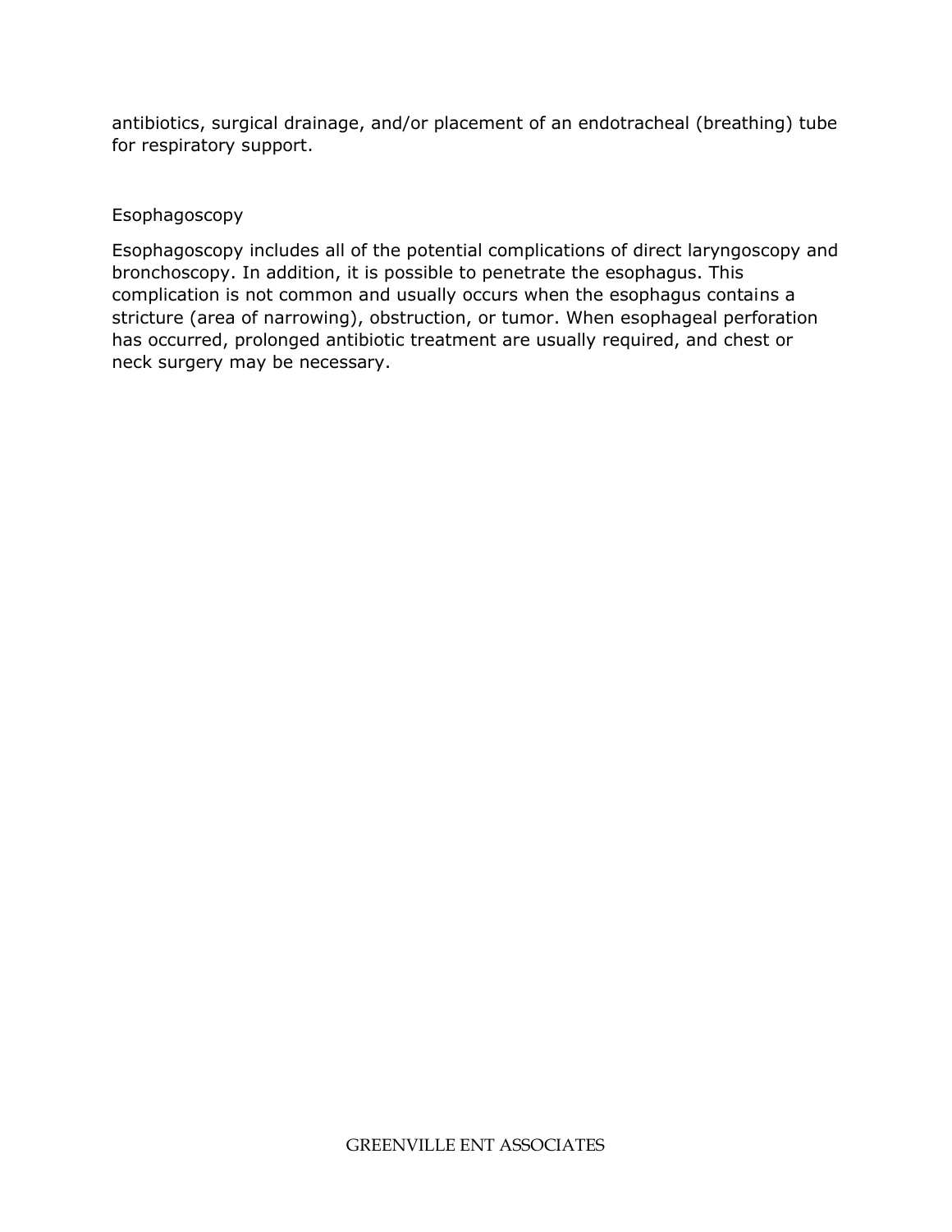antibiotics, surgical drainage, and/or placement of an endotracheal (breathing) tube for respiratory support.

## Esophagoscopy

Esophagoscopy includes all of the potential complications of direct laryngoscopy and bronchoscopy. In addition, it is possible to penetrate the esophagus. This complication is not common and usually occurs when the esophagus contains a stricture (area of narrowing), obstruction, or tumor. When esophageal perforation has occurred, prolonged antibiotic treatment are usually required, and chest or neck surgery may be necessary.